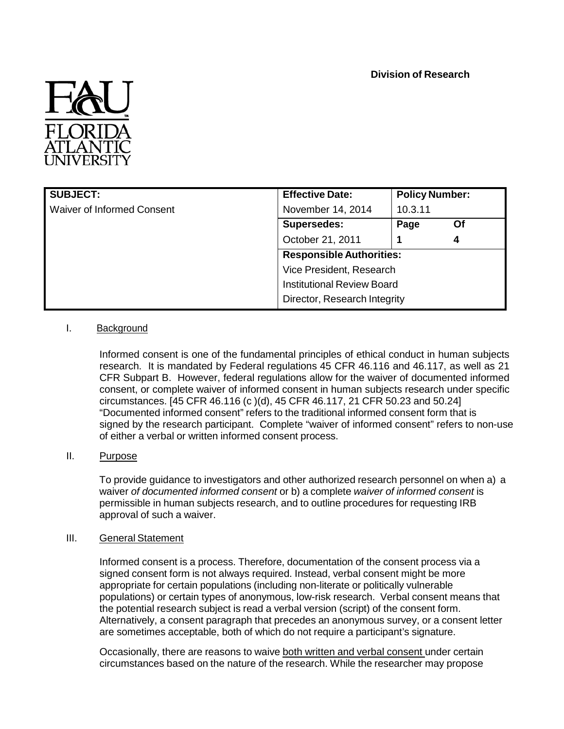**Division of Research**

FAU FLORIDA ATLANTIC UNIVERSITY

| SUBJECT: | Effective Date: | Policy Number: |
|---|---|---|
| Waiver of Informed Consent | November 14, 2014 | 10.3.11 |
| | **Supersedes:** | **Page Of** |
| | October 21, 2011 | **1 4** |
| | **Responsible Authorities:** | |
| | Vice President, Research | |
| | Institutional Review Board | |
| | Director, Research Integrity | |

## I. Background

Informed consent is one of the fundamental principles of ethical conduct in human subjects research. It is mandated by Federal regulations 45 CFR 46.116 and 46.117, as well as 21 CFR Subpart B. However, federal regulations allow for the waiver of documented informed consent, or complete waiver of informed consent in human subjects research under specific circumstances. [45 CFR 46.116 (c )(d), 45 CFR 46.117, 21 CFR 50.23 and 50.24] "Documented informed consent" refers to the traditional informed consent form that is signed by the research participant. Complete "waiver of informed consent" refers to non-use of either a verbal or written informed consent process.

## II. Purpose

To provide guidance to investigators and other authorized research personnel on when a) a waiver *of documented informed consent* or b) a complete *waiver of informed consent* is permissible in human subjects research, and to outline procedures for requesting IRB approval of such a waiver.

## III. General Statement

Informed consent is a process. Therefore, documentation of the consent process via a signed consent form is not always required. Instead, verbal consent might be more appropriate for certain populations (including non-literate or politically vulnerable populations) or certain types of anonymous, low-risk research. Verbal consent means that the potential research subject is read a verbal version (script) of the consent form. Alternatively, a consent paragraph that precedes an anonymous survey, or a consent letter are sometimes acceptable, both of which do not require a participant's signature.

Occasionally, there are reasons to waive both written and verbal consent under certain circumstances based on the nature of the research. While the researcher may propose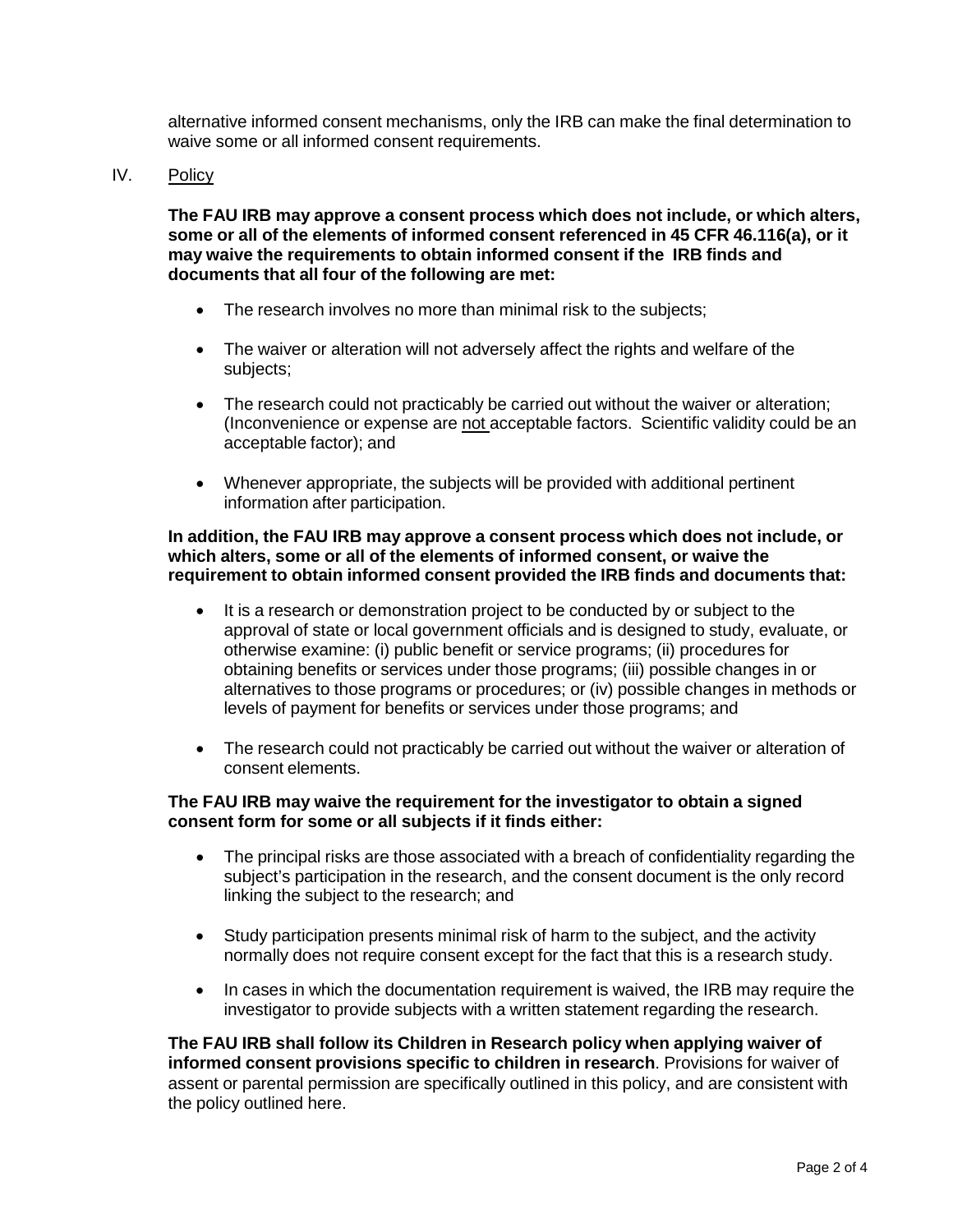alternative informed consent mechanisms, only the IRB can make the final determination to waive some or all informed consent requirements.

## IV. Policy

**The FAU IRB may approve a consent process which does not include, or which alters, some or all of the elements of informed consent referenced in 45 CFR 46.116(a), or it may waive the requirements to obtain informed consent if the IRB finds and documents that all four of the following are met:**

- The research involves no more than minimal risk to the subjects;
- The waiver or alteration will not adversely affect the rights and welfare of the subjects;
- The research could not practicably be carried out without the waiver or alteration; (Inconvenience or expense are not acceptable factors. Scientific validity could be an acceptable factor); and
- Whenever appropriate, the subjects will be provided with additional pertinent information after participation.

**In addition, the FAU IRB may approve a consent process which does not include, or which alters, some or all of the elements of informed consent, or waive the requirement to obtain informed consent provided the IRB finds and documents that:**

- It is a research or demonstration project to be conducted by or subject to the approval of state or local government officials and is designed to study, evaluate, or otherwise examine: (i) public benefit or service programs; (ii) procedures for obtaining benefits or services under those programs; (iii) possible changes in or alternatives to those programs or procedures; or (iv) possible changes in methods or levels of payment for benefits or services under those programs; and
- The research could not practicably be carried out without the waiver or alteration of consent elements.

**The FAU IRB may waive the requirement for the investigator to obtain a signed consent form for some or all subjects if it finds either:**

- The principal risks are those associated with a breach of confidentiality regarding the subject's participation in the research, and the consent document is the only record linking the subject to the research; and
- Study participation presents minimal risk of harm to the subject, and the activity normally does not require consent except for the fact that this is a research study.
- In cases in which the documentation requirement is waived, the IRB may require the investigator to provide subjects with a written statement regarding the research.

**The FAU IRB shall follow its Children in Research policy when applying waiver of informed consent provisions specific to children in research**. Provisions for waiver of assent or parental permission are specifically outlined in this policy, and are consistent with the policy outlined here.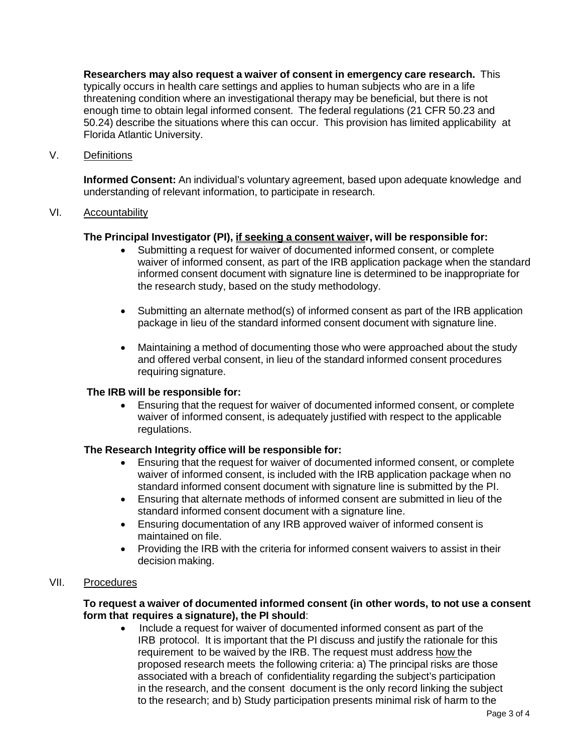**Researchers may also request a waiver of consent in emergency care research.** This typically occurs in health care settings and applies to human subjects who are in a life threatening condition where an investigational therapy may be beneficial, but there is not enough time to obtain legal informed consent. The federal regulations (21 CFR 50.23 and 50.24) describe the situations where this can occur. This provision has limited applicability at Florida Atlantic University.

## V. Definitions

**Informed Consent:** An individual's voluntary agreement, based upon adequate knowledge and understanding of relevant information, to participate in research.

## VI. Accountability

**The Principal Investigator (PI), if seeking a consent waiver, will be responsible for:**

- Submitting a request for waiver of documented informed consent, or complete waiver of informed consent, as part of the IRB application package when the standard informed consent document with signature line is determined to be inappropriate for the research study, based on the study methodology.

- Submitting an alternate method(s) of informed consent as part of the IRB application package in lieu of the standard informed consent document with signature line.

- Maintaining a method of documenting those who were approached about the study and offered verbal consent, in lieu of the standard informed consent procedures requiring signature.

**The IRB will be responsible for:**

- Ensuring that the request for waiver of documented informed consent, or complete waiver of informed consent, is adequately justified with respect to the applicable regulations.

**The Research Integrity office will be responsible for:**

- Ensuring that the request for waiver of documented informed consent, or complete waiver of informed consent, is included with the IRB application package when no standard informed consent document with signature line is submitted by the PI.
- Ensuring that alternate methods of informed consent are submitted in lieu of the standard informed consent document with a signature line.
- Ensuring documentation of any IRB approved waiver of informed consent is maintained on file.
- Providing the IRB with the criteria for informed consent waivers to assist in their decision making.

## VII. Procedures

**To request a waiver of documented informed consent (in other words, to not use a consent form that requires a signature), the PI should**:

- Include a request for waiver of documented informed consent as part of the IRB protocol. It is important that the PI discuss and justify the rationale for this requirement to be waived by the IRB. The request must address how the proposed research meets the following criteria: a) The principal risks are those associated with a breach of confidentiality regarding the subject's participation in the research, and the consent document is the only record linking the subject to the research; and b) Study participation presents minimal risk of harm to the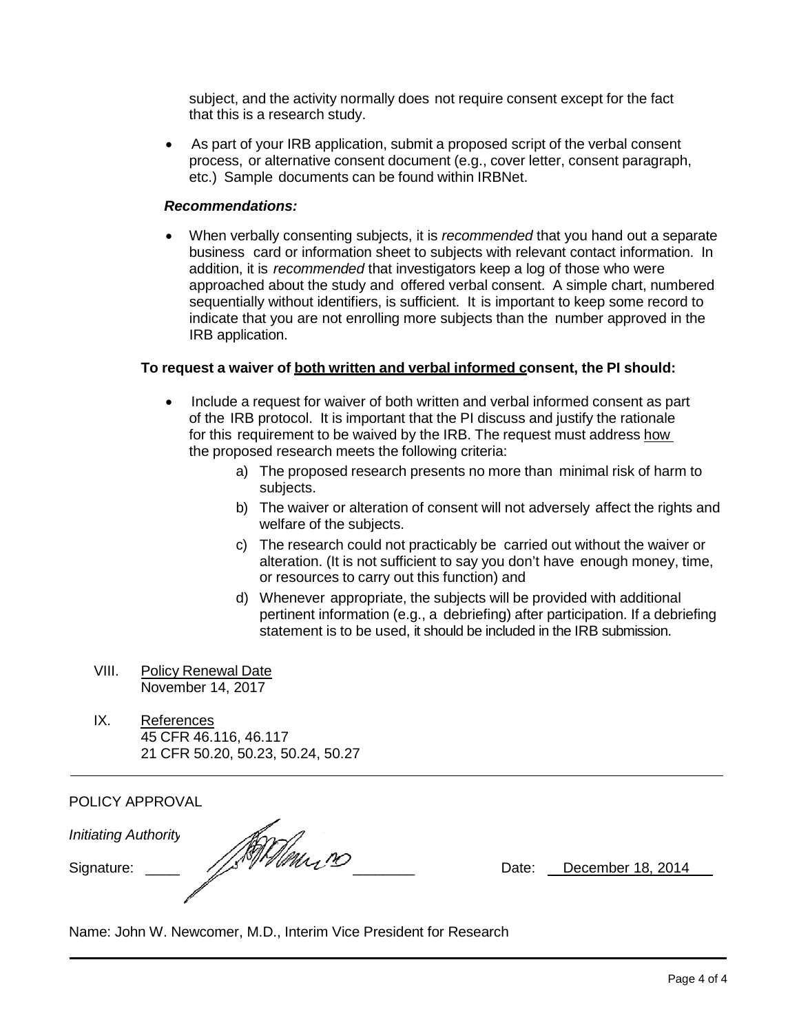subject, and the activity normally does not require consent except for the fact that this is a research study.

- As part of your IRB application, submit a proposed script of the verbal consent process, or alternative consent document (e.g., cover letter, consent paragraph, etc.) Sample documents can be found within IRBNet.

***Recommendations:***

- When verbally consenting subjects, it is *recommended* that you hand out a separate business card or information sheet to subjects with relevant contact information. In addition, it is *recommended* that investigators keep a log of those who were approached about the study and offered verbal consent. A simple chart, numbered sequentially without identifiers, is sufficient. It is important to keep some record to indicate that you are not enrolling more subjects than the number approved in the IRB application.

**To request a waiver of <u>both written and verbal informed c</u>onsent, the PI should:**

- Include a request for waiver of both written and verbal informed consent as part of the IRB protocol. It is important that the PI discuss and justify the rationale for this requirement to be waived by the IRB. The request must address <u>how</u> the proposed research meets the following criteria:
  a) The proposed research presents no more than minimal risk of harm to subjects.
  b) The waiver or alteration of consent will not adversely affect the rights and welfare of the subjects.
  c) The research could not practicably be carried out without the waiver or alteration. (It is not sufficient to say you don't have enough money, time, or resources to carry out this function) and
  d) Whenever appropriate, the subjects will be provided with additional pertinent information (e.g., a debriefing) after participation. If a debriefing statement is to be used, it should be included in the IRB submission.

VIII. <u>Policy Renewal Date</u>
November 14, 2017

IX. <u>References</u>
45 CFR 46.116, 46.117
21 CFR 50.20, 50.23, 50.24, 50.27

---

POLICY APPROVAL

*Initiating Authority*

Signature: ____ [signature] _______ Date: December 18, 2014

Name: John W. Newcomer, M.D., Interim Vice President for Research